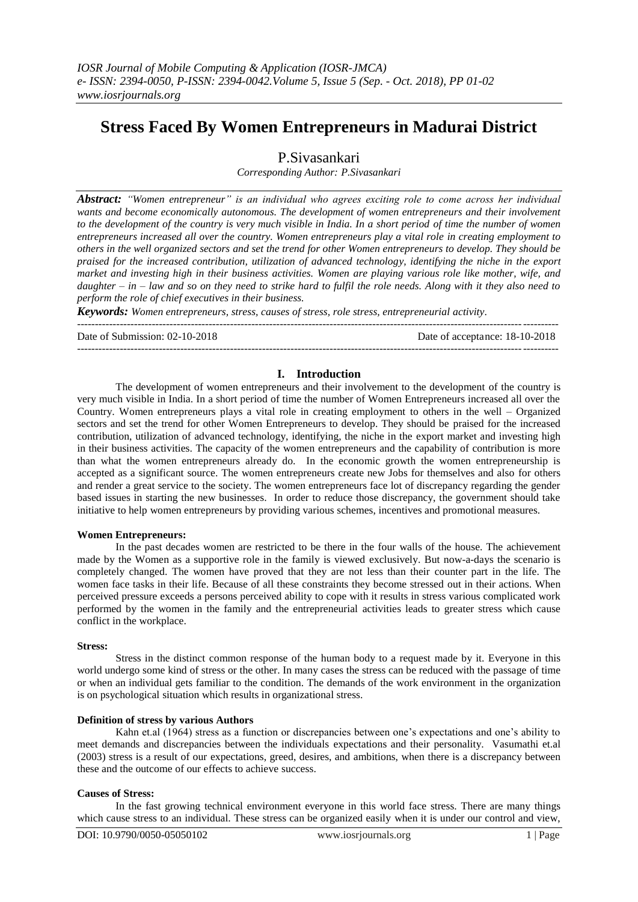# Stress Faced By Women Entrepreneurs in Madurai District

P.Sivasankari

*Corresponding Author: P.Sivasankari*

***Abstract:*** *"Women entrepreneur" is an individual who agrees exciting role to come across her individual wants and become economically autonomous. The development of women entrepreneurs and their involvement to the development of the country is very much visible in India. In a short period of time the number of women entrepreneurs increased all over the country. Women entrepreneurs play a vital role in creating employment to others in the well organized sectors and set the trend for other Women entrepreneurs to develop. They should be praised for the increased contribution, utilization of advanced technology, identifying the niche in the export market and investing high in their business activities. Women are playing various role like mother, wife, and daughter – in – law and so on they need to strike hard to fulfil the role needs. Along with it they also need to perform the role of chief executives in their business.*

***Keywords:*** *Women entrepreneurs, stress, causes of stress, role stress, entrepreneurial activity.*

---

Date of Submission: 02-10-2018 Date of acceptance: 18-10-2018

---

## I. Introduction

The development of women entrepreneurs and their involvement to the development of the country is very much visible in India. In a short period of time the number of Women Entrepreneurs increased all over the Country. Women entrepreneurs plays a vital role in creating employment to others in the well – Organized sectors and set the trend for other Women Entrepreneurs to develop. They should be praised for the increased contribution, utilization of advanced technology, identifying, the niche in the export market and investing high in their business activities. The capacity of the women entrepreneurs and the capability of contribution is more than what the women entrepreneurs already do. In the economic growth the women entrepreneurship is accepted as a significant source. The women entrepreneurs create new Jobs for themselves and also for others and render a great service to the society. The women entrepreneurs face lot of discrepancy regarding the gender based issues in starting the new businesses. In order to reduce those discrepancy, the government should take initiative to help women entrepreneurs by providing various schemes, incentives and promotional measures.

**Women Entrepreneurs:**

In the past decades women are restricted to be there in the four walls of the house. The achievement made by the Women as a supportive role in the family is viewed exclusively. But now-a-days the scenario is completely changed. The women have proved that they are not less than their counter part in the life. The women face tasks in their life. Because of all these constraints they become stressed out in their actions. When perceived pressure exceeds a persons perceived ability to cope with it results in stress various complicated work performed by the women in the family and the entrepreneurial activities leads to greater stress which cause conflict in the workplace.

**Stress:**

Stress in the distinct common response of the human body to a request made by it. Everyone in this world undergo some kind of stress or the other. In many cases the stress can be reduced with the passage of time or when an individual gets familiar to the condition. The demands of the work environment in the organization is on psychological situation which results in organizational stress.

**Definition of stress by various Authors**

Kahn et.al (1964) stress as a function or discrepancies between one's expectations and one's ability to meet demands and discrepancies between the individuals expectations and their personality. Vasumathi et.al (2003) stress is a result of our expectations, greed, desires, and ambitions, when there is a discrepancy between these and the outcome of our effects to achieve success.

**Causes of Stress:**

In the fast growing technical environment everyone in this world face stress. There are many things which cause stress to an individual. These stress can be organized easily when it is under our control and view,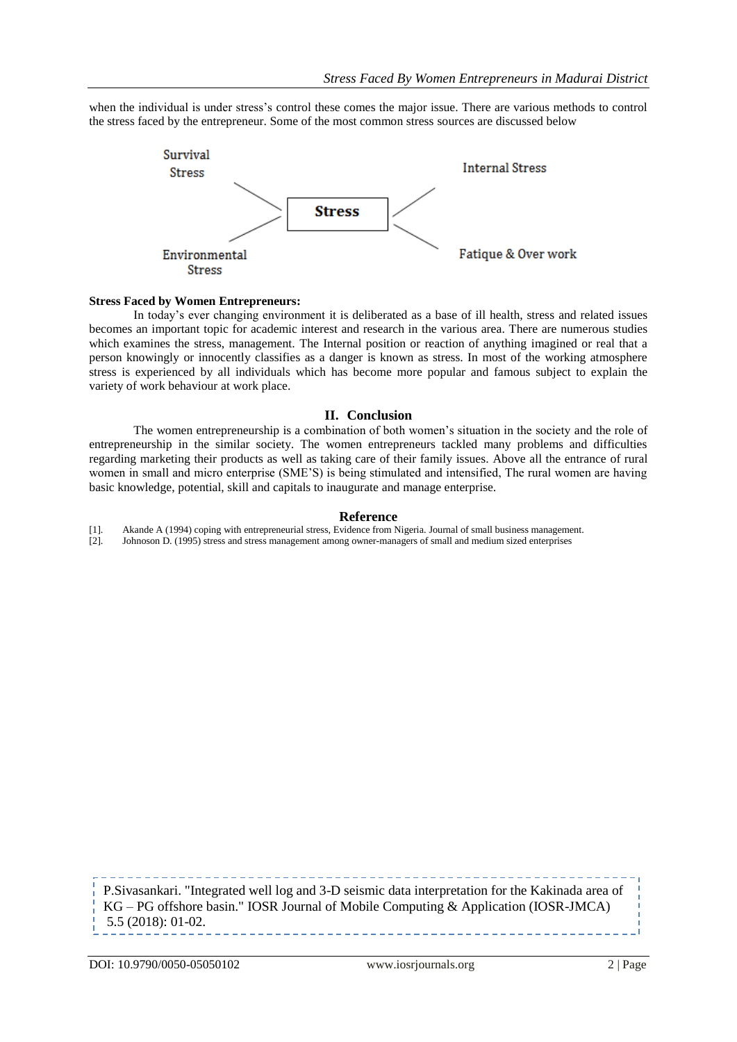when the individual is under stress's control these comes the major issue. There are various methods to control the stress faced by the entrepreneur. Some of the most common stress sources are discussed below

Survival Stress

Internal Stress

Stress

Environmental Stress

Fatique & Over work

**Stress Faced by Women Entrepreneurs:**

In today's ever changing environment it is deliberated as a base of ill health, stress and related issues becomes an important topic for academic interest and research in the various area. There are numerous studies which examines the stress, management. The Internal position or reaction of anything imagined or real that a person knowingly or innocently classifies as a danger is known as stress. In most of the working atmosphere stress is experienced by all individuals which has become more popular and famous subject to explain the variety of work behaviour at work place.

## II. Conclusion

The women entrepreneurship is a combination of both women's situation in the society and the role of entrepreneurship in the similar society. The women entrepreneurs tackled many problems and difficulties regarding marketing their products as well as taking care of their family issues. Above all the entrance of rural women in small and micro enterprise (SME'S) is being stimulated and intensified, The rural women are having basic knowledge, potential, skill and capitals to inaugurate and manage enterprise.

## Reference

[1]. Akande A (1994) coping with entrepreneurial stress, Evidence from Nigeria. Journal of small business management.

[2]. Johnoson D. (1995) stress and stress management among owner-managers of small and medium sized enterprises

P.Sivasankari. "Integrated well log and 3-D seismic data interpretation for the Kakinada area of KG – PG offshore basin." IOSR Journal of Mobile Computing & Application (IOSR-JMCA) 5.5 (2018): 01-02.